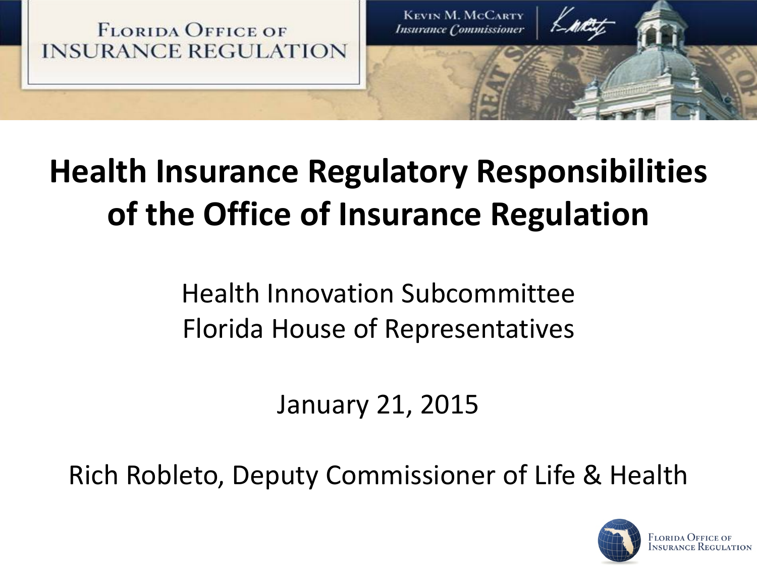Florida Office of Insurance Regulation

Kevin M. McCarty
*Insurance Commissioner*

# Health Insurance Regulatory Responsibilities of the Office of Insurance Regulation

Health Innovation Subcommittee
Florida House of Representatives

January 21, 2015

Rich Robleto, Deputy Commissioner of Life & Health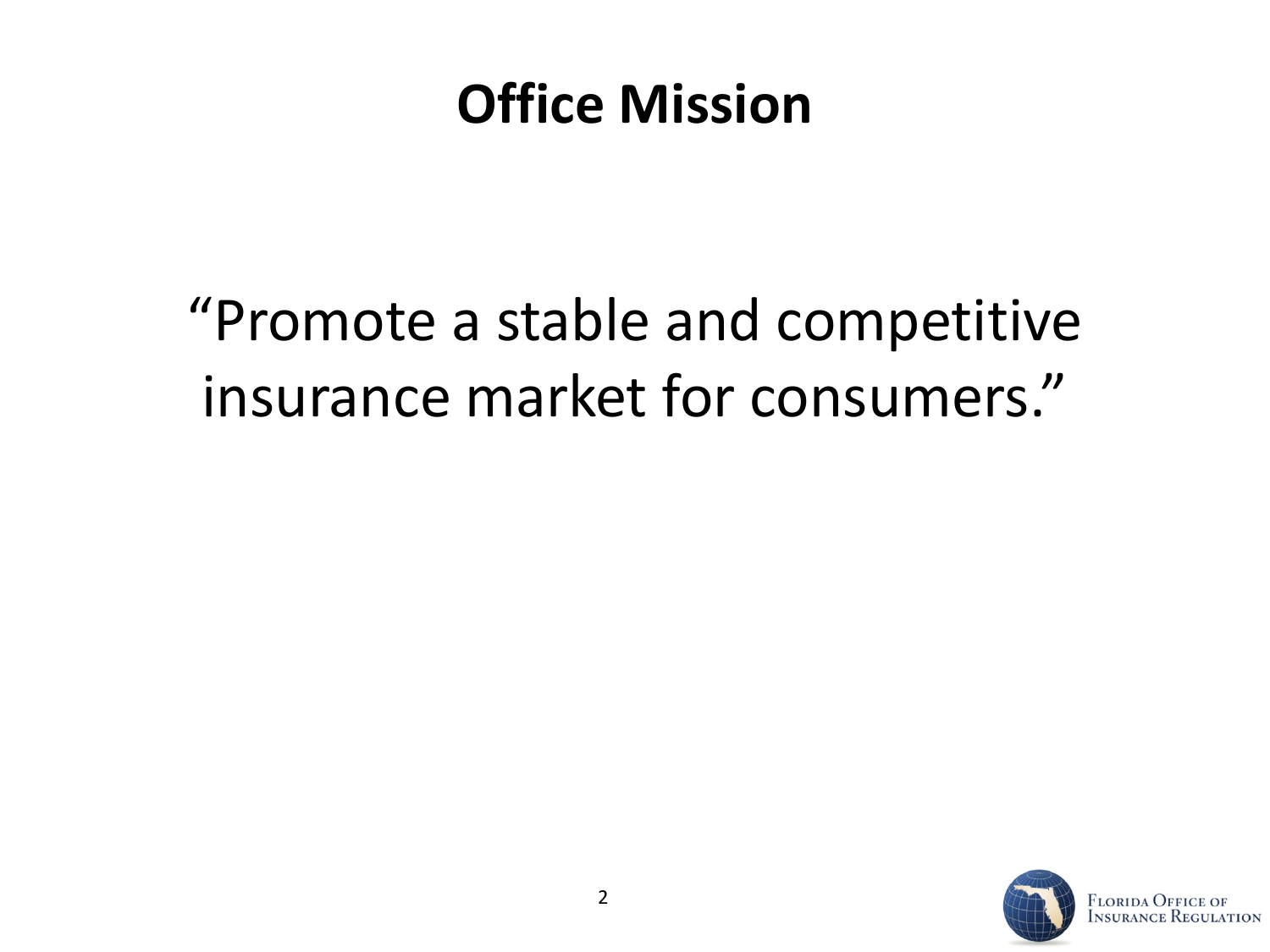# Office Mission

"Promote a stable and competitive insurance market for consumers."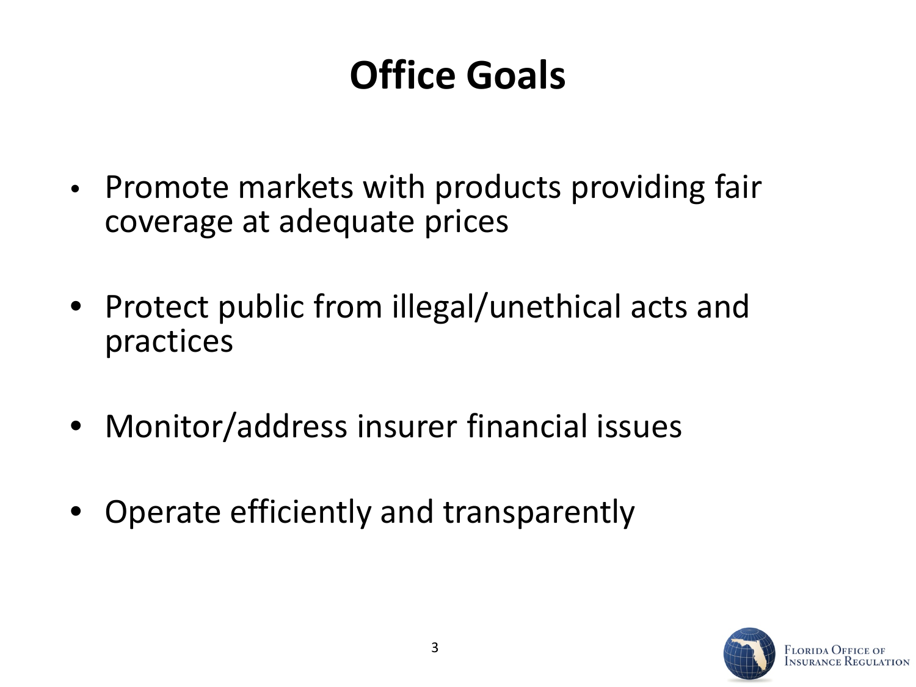# Office Goals

- Promote markets with products providing fair coverage at adequate prices
- Protect public from illegal/unethical acts and practices
- Monitor/address insurer financial issues
- Operate efficiently and transparently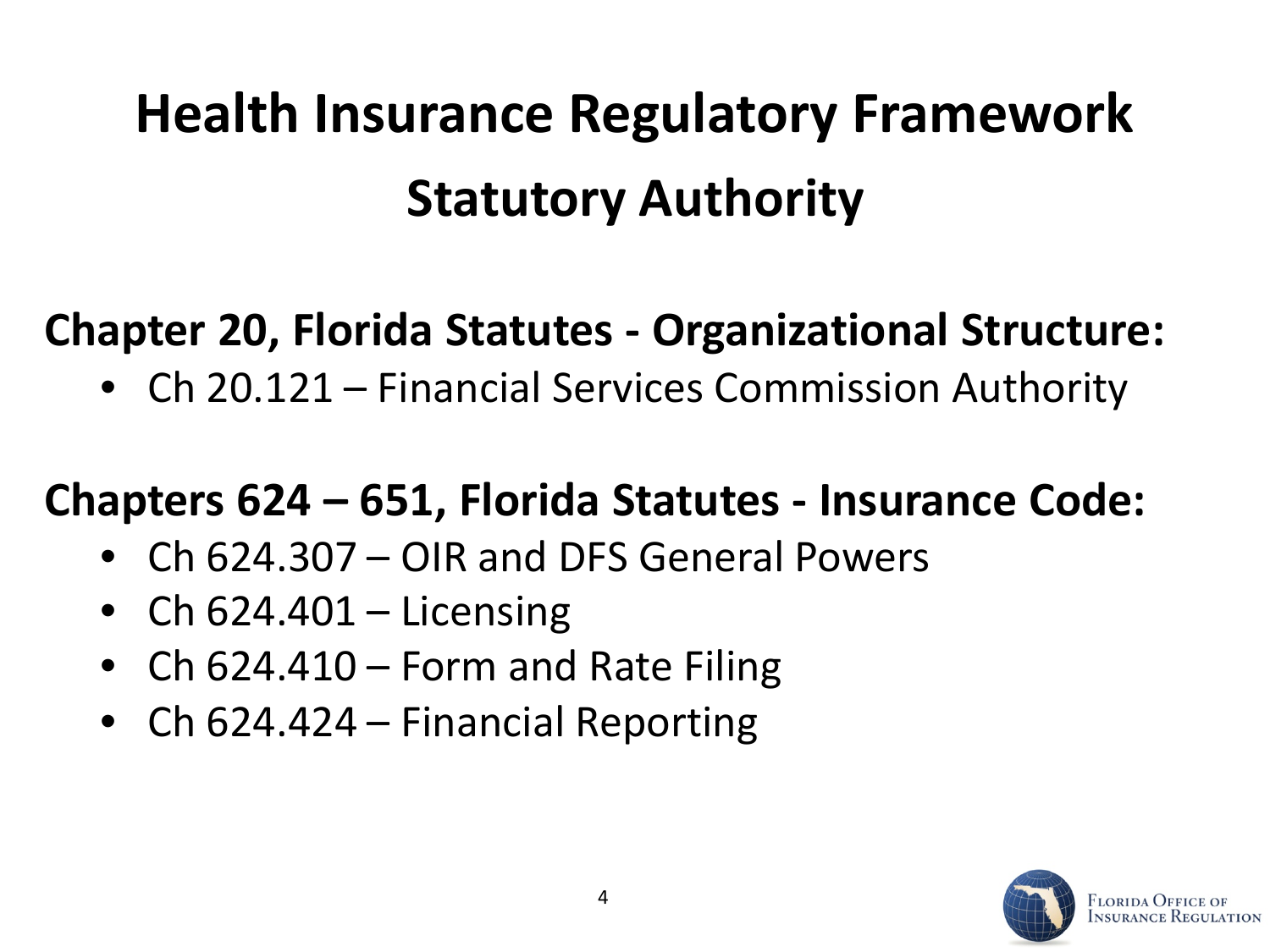# Health Insurance Regulatory Framework

## Statutory Authority

**Chapter 20, Florida Statutes - Organizational Structure:**

- Ch 20.121 – Financial Services Commission Authority

**Chapters 624 – 651, Florida Statutes - Insurance Code:**

- Ch 624.307 – OIR and DFS General Powers
- Ch 624.401 – Licensing
- Ch 624.410 – Form and Rate Filing
- Ch 624.424 – Financial Reporting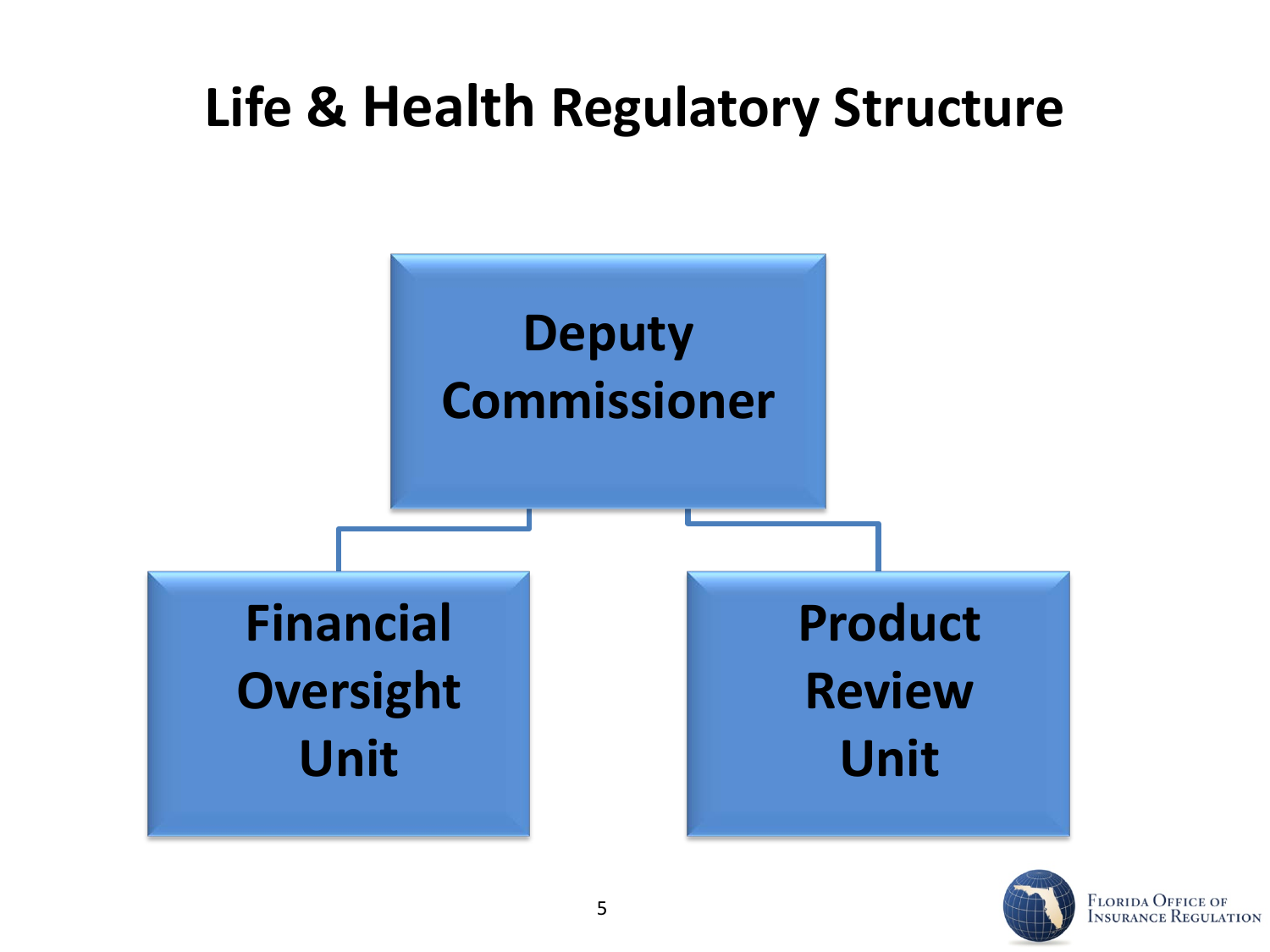# Life & Health Regulatory Structure

- Deputy Commissioner
  - Financial Oversight Unit
  - Product Review Unit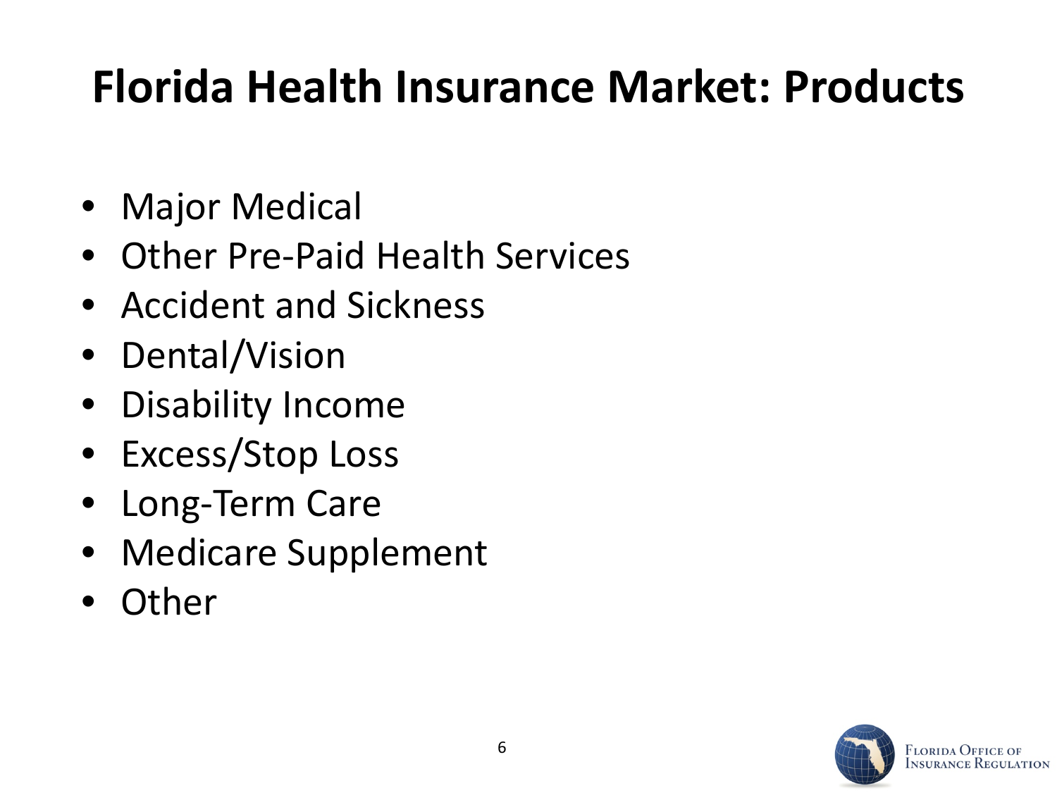# Florida Health Insurance Market: Products

- Major Medical
- Other Pre-Paid Health Services
- Accident and Sickness
- Dental/Vision
- Disability Income
- Excess/Stop Loss
- Long-Term Care
- Medicare Supplement
- Other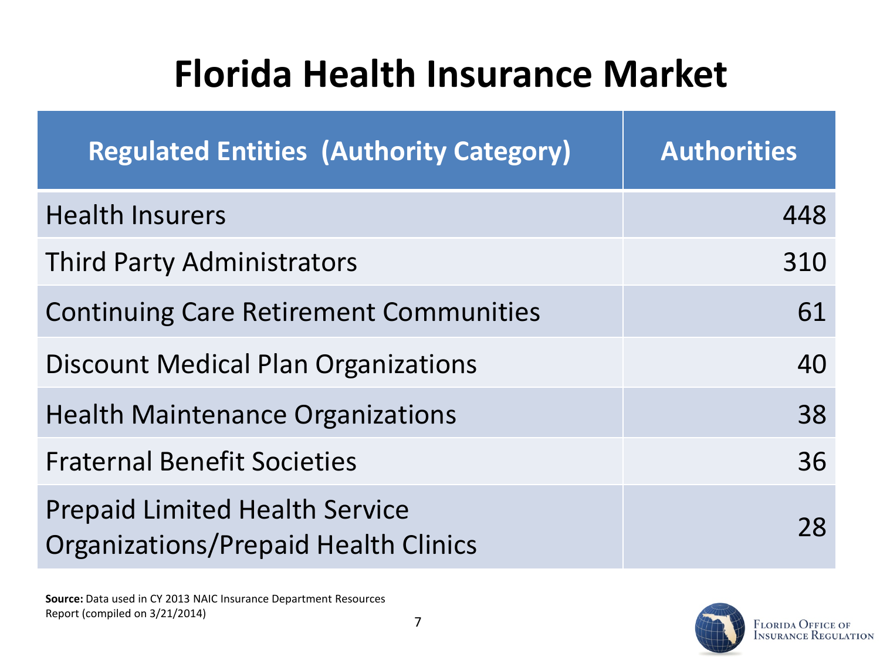# Florida Health Insurance Market

| Regulated Entities (Authority Category) | Authorities |
| --- | ---: |
| Health Insurers | 448 |
| Third Party Administrators | 310 |
| Continuing Care Retirement Communities | 61 |
| Discount Medical Plan Organizations | 40 |
| Health Maintenance Organizations | 38 |
| Fraternal Benefit Societies | 36 |
| Prepaid Limited Health Service Organizations/Prepaid Health Clinics | 28 |

**Source:** Data used in CY 2013 NAIC Insurance Department Resources Report (compiled on 3/21/2014)

Florida Office of Insurance Regulation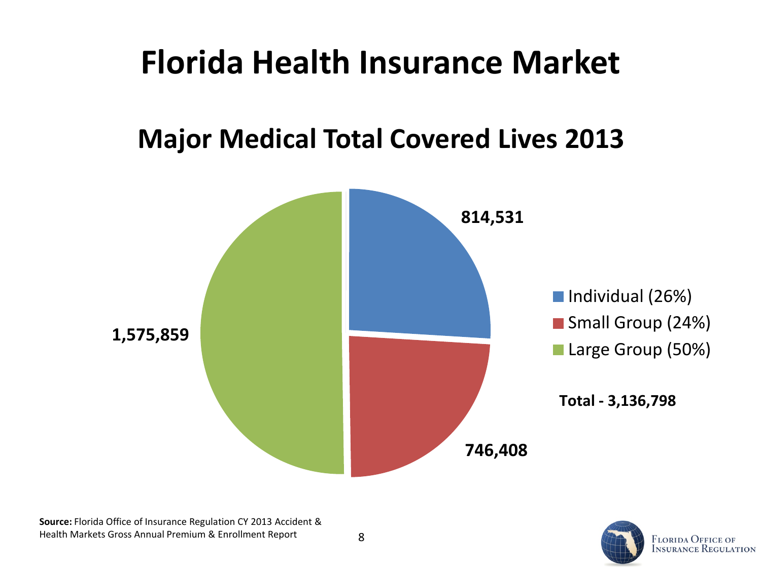# Florida Health Insurance Market

## Major Medical Total Covered Lives 2013

| Segment | Covered Lives |
|---|---|
| Individual (26%) | 814,531 |
| Small Group (24%) | 746,408 |
| Large Group (50%) | 1,575,859 |

**Total - 3,136,798**

**Source:** Florida Office of Insurance Regulation CY 2013 Accident & Health Markets Gross Annual Premium & Enrollment Report

Florida Office of Insurance Regulation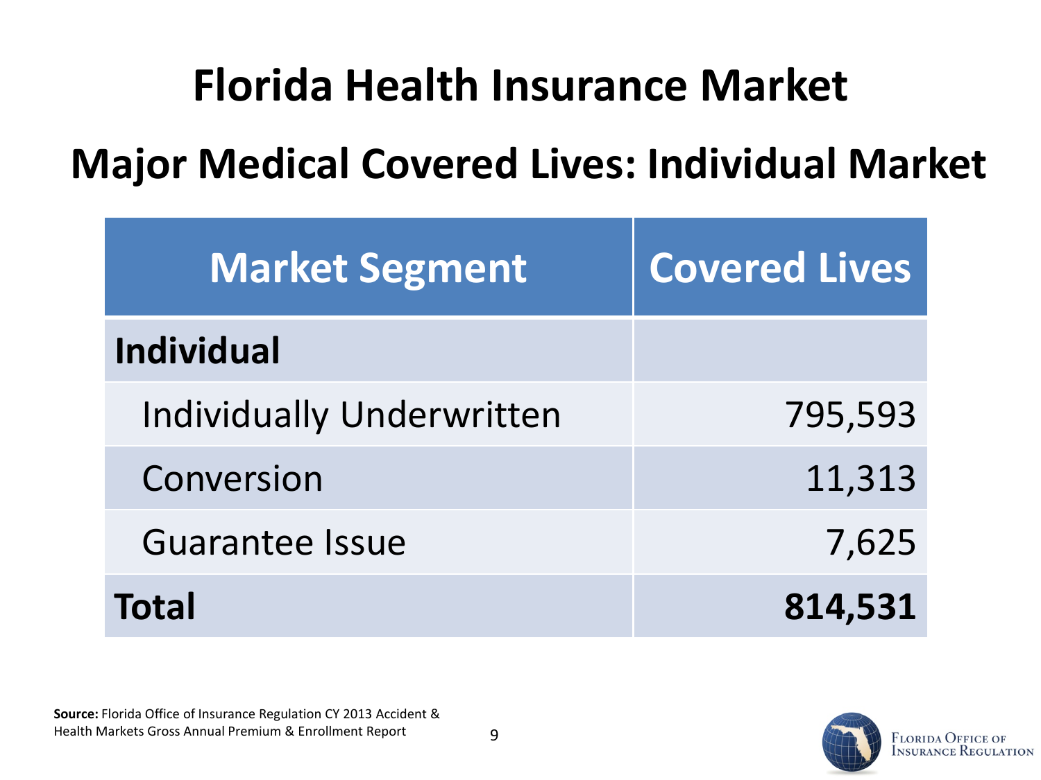# Florida Health Insurance Market

## Major Medical Covered Lives: Individual Market

| Market Segment | Covered Lives |
|---|---|
| **Individual** | |
| Individually Underwritten | 795,593 |
| Conversion | 11,313 |
| Guarantee Issue | 7,625 |
| **Total** | **814,531** |

**Source:** Florida Office of Insurance Regulation CY 2013 Accident & Health Markets Gross Annual Premium & Enrollment Report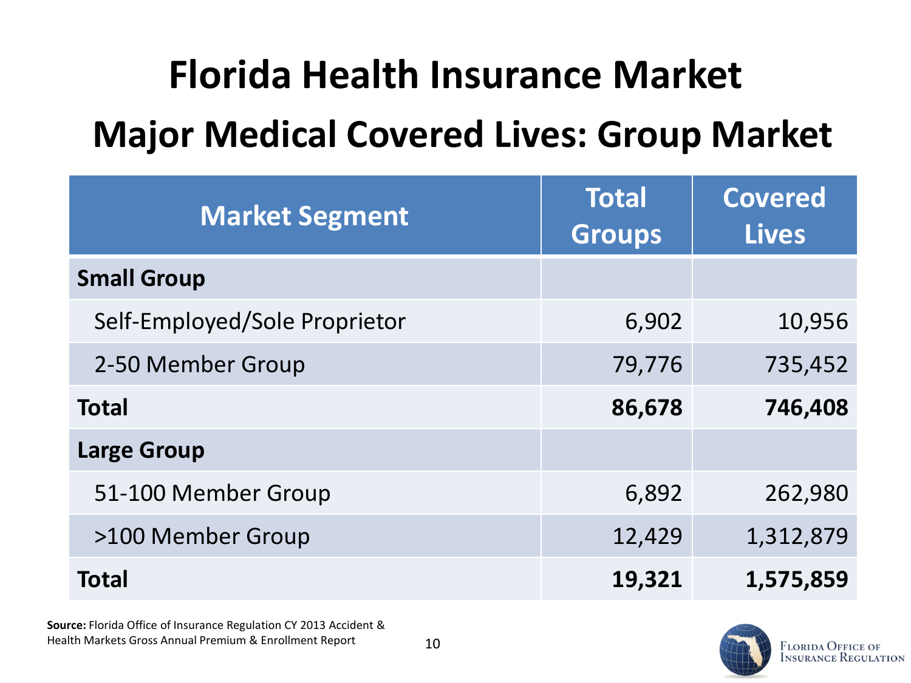# Florida Health Insurance Market

## Major Medical Covered Lives: Group Market

| Market Segment | Total Groups | Covered Lives |
|---|---|---|
| **Small Group** | | |
| Self-Employed/Sole Proprietor | 6,902 | 10,956 |
| 2-50 Member Group | 79,776 | 735,452 |
| **Total** | **86,678** | **746,408** |
| **Large Group** | | |
| 51-100 Member Group | 6,892 | 262,980 |
| >100 Member Group | 12,429 | 1,312,879 |
| **Total** | **19,321** | **1,575,859** |

**Source:** Florida Office of Insurance Regulation CY 2013 Accident & Health Markets Gross Annual Premium & Enrollment Report

Florida Office of Insurance Regulation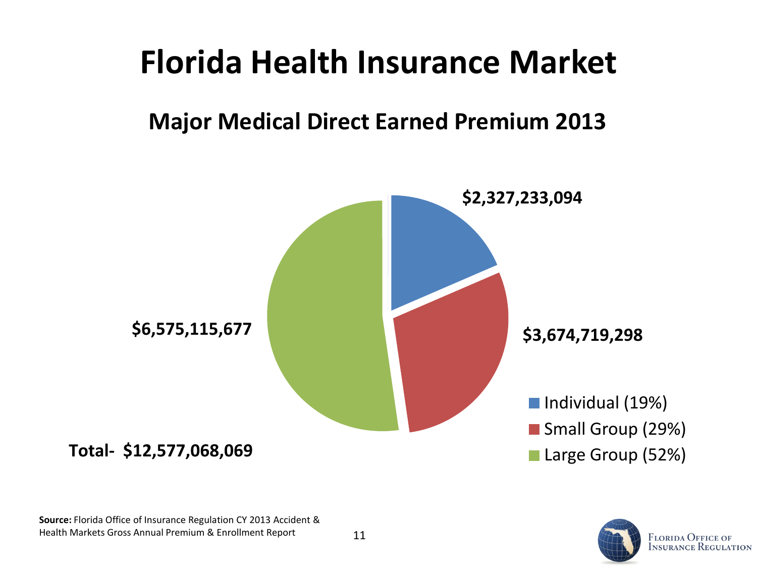# Florida Health Insurance Market

## Major Medical Direct Earned Premium 2013

$2,327,233,094

$3,674,719,298

$6,575,115,677

- Individual (19%)
- Small Group (29%)
- Large Group (52%)

**Total- $12,577,068,069**

**Source:** Florida Office of Insurance Regulation CY 2013 Accident & Health Markets Gross Annual Premium & Enrollment Report

Florida Office of Insurance Regulation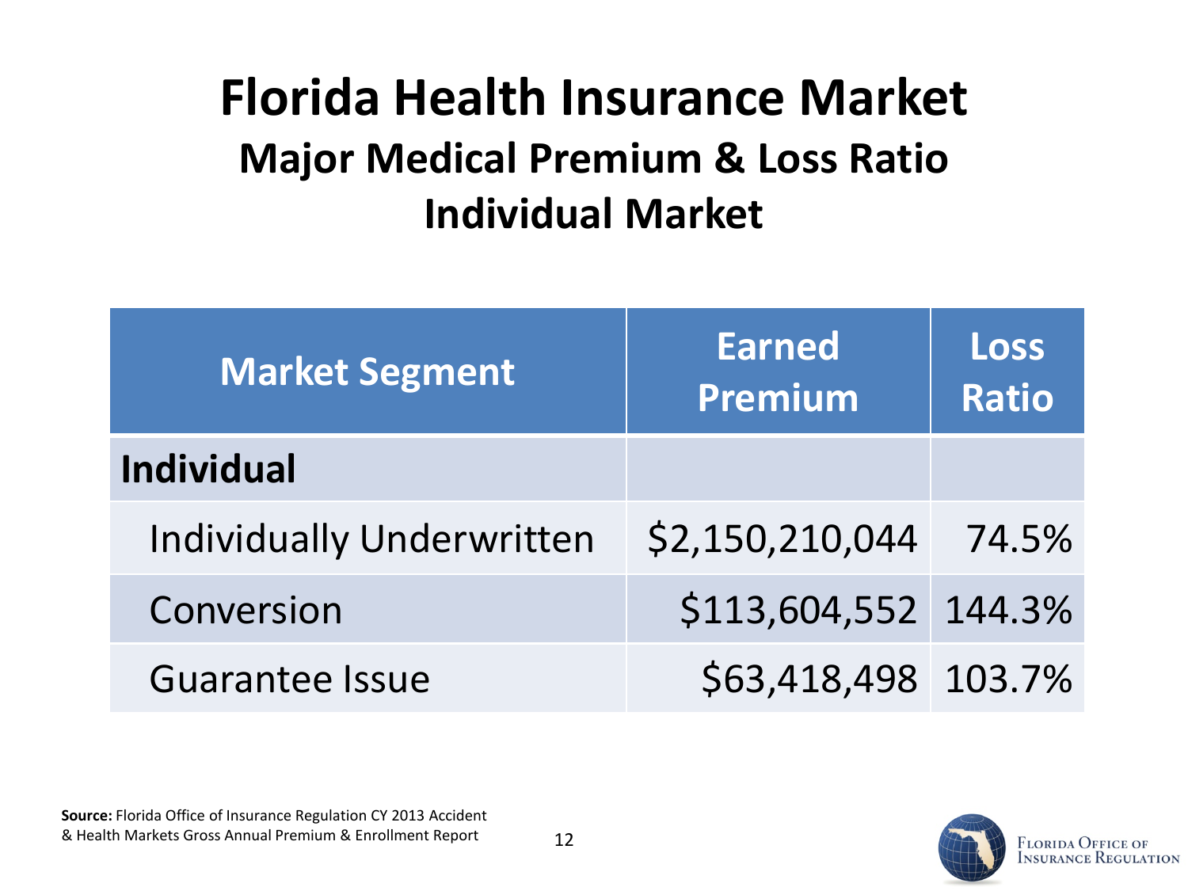# Florida Health Insurance Market

## Major Medical Premium & Loss Ratio

## Individual Market

| Market Segment | Earned Premium | Loss Ratio |
|---|---|---|
| **Individual** | | |
| Individually Underwritten | $2,150,210,044 | 74.5% |
| Conversion | $113,604,552 | 144.3% |
| Guarantee Issue | $63,418,498 | 103.7% |

**Source:** Florida Office of Insurance Regulation CY 2013 Accident & Health Markets Gross Annual Premium & Enrollment Report

Florida Office of Insurance Regulation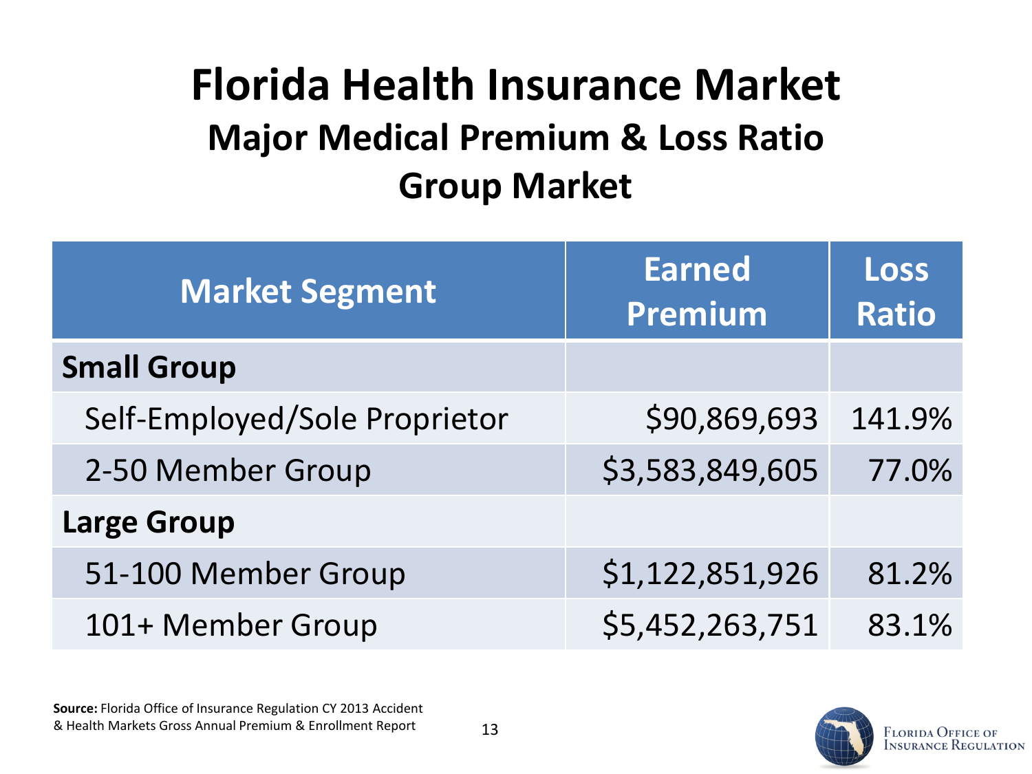# Florida Health Insurance Market

## Major Medical Premium & Loss Ratio

## Group Market

| Market Segment | Earned Premium | Loss Ratio |
|---|---|---|
| **Small Group** | | |
| Self-Employed/Sole Proprietor | $90,869,693 | 141.9% |
| 2-50 Member Group | $3,583,849,605 | 77.0% |
| **Large Group** | | |
| 51-100 Member Group | $1,122,851,926 | 81.2% |
| 101+ Member Group | $5,452,263,751 | 83.1% |

**Source:** Florida Office of Insurance Regulation CY 2013 Accident & Health Markets Gross Annual Premium & Enrollment Report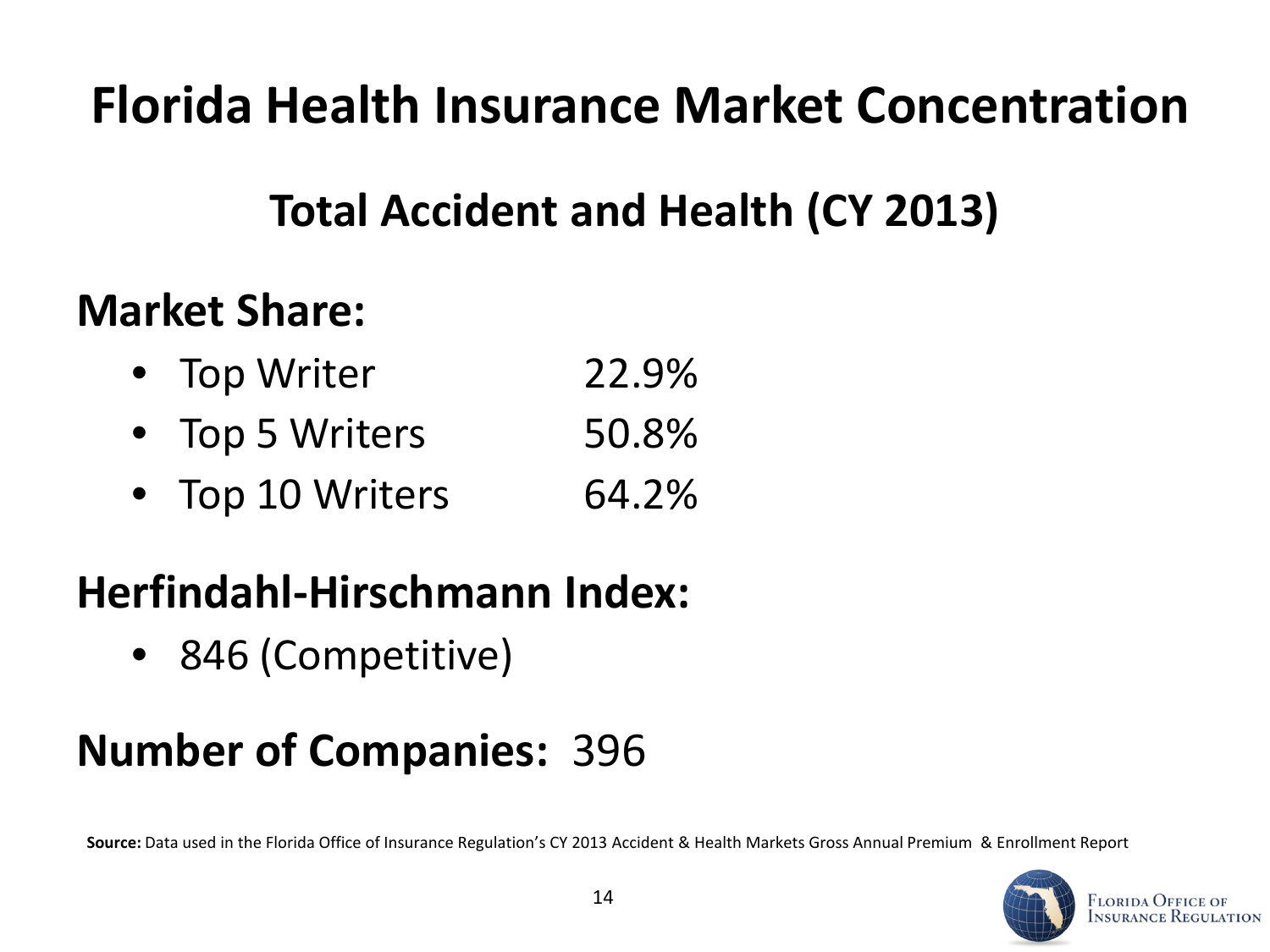# Florida Health Insurance Market Concentration

## Total Accident and Health (CY 2013)

### Market Share:

- Top Writer 22.9%
- Top 5 Writers 50.8%
- Top 10 Writers 64.2%

### Herfindahl-Hirschmann Index:

- 846 (Competitive)

### **Number of Companies:** 396

**Source:** Data used in the Florida Office of Insurance Regulation's CY 2013 Accident & Health Markets Gross Annual Premium & Enrollment Report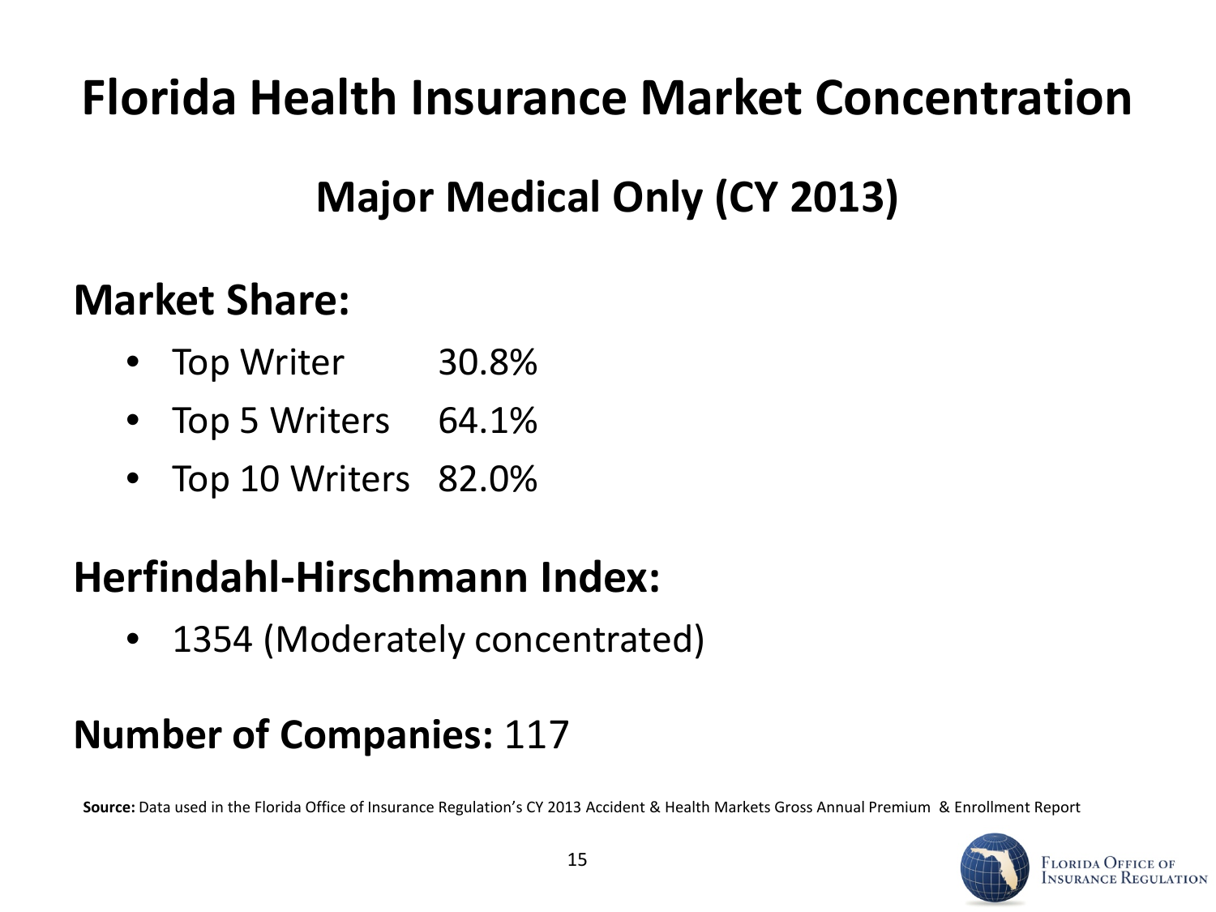# Florida Health Insurance Market Concentration

## Major Medical Only (CY 2013)

### Market Share:

- Top Writer 30.8%
- Top 5 Writers 64.1%
- Top 10 Writers 82.0%

### Herfindahl-Hirschmann Index:

- 1354 (Moderately concentrated)

### Number of Companies: 117

**Source:** Data used in the Florida Office of Insurance Regulation's CY 2013 Accident & Health Markets Gross Annual Premium & Enrollment Report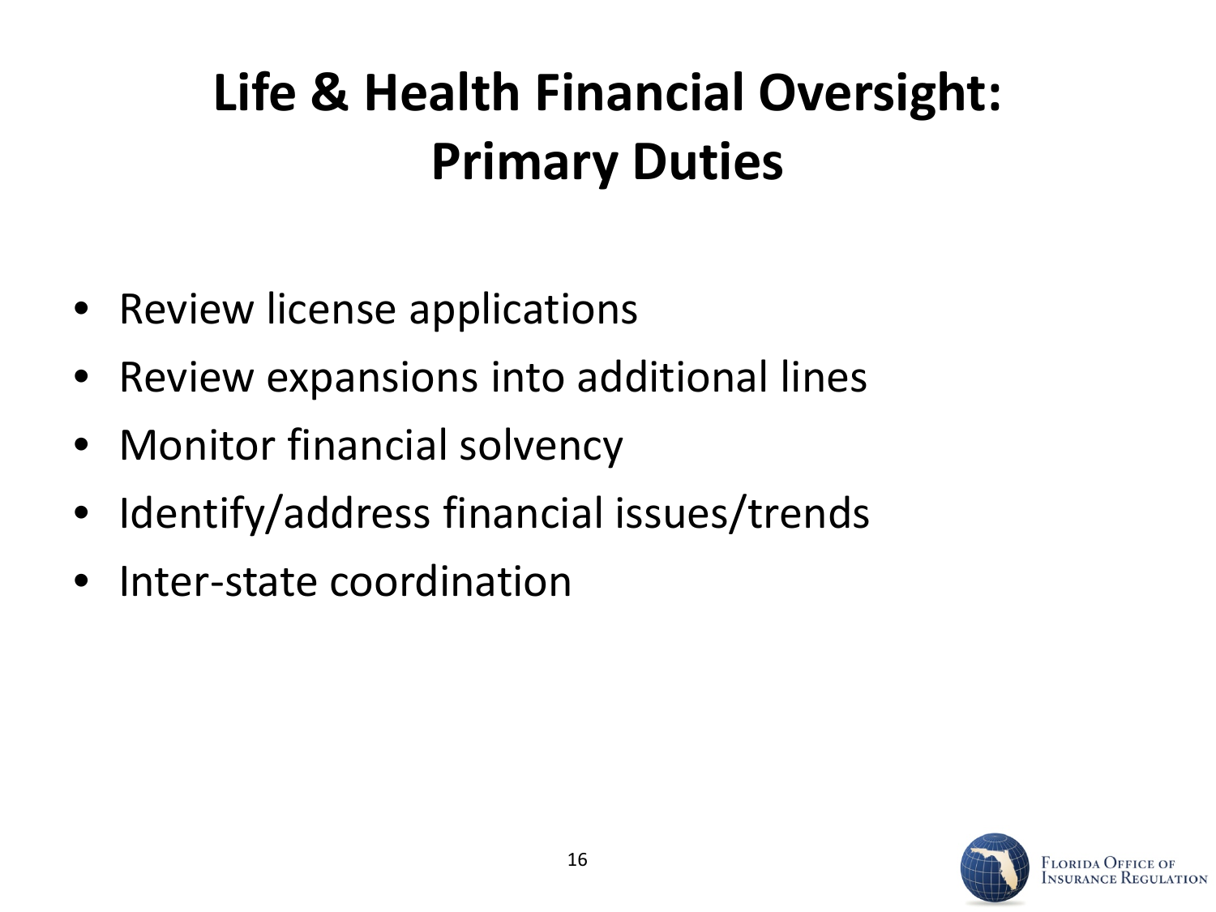# Life & Health Financial Oversight: Primary Duties

- Review license applications
- Review expansions into additional lines
- Monitor financial solvency
- Identify/address financial issues/trends
- Inter-state coordination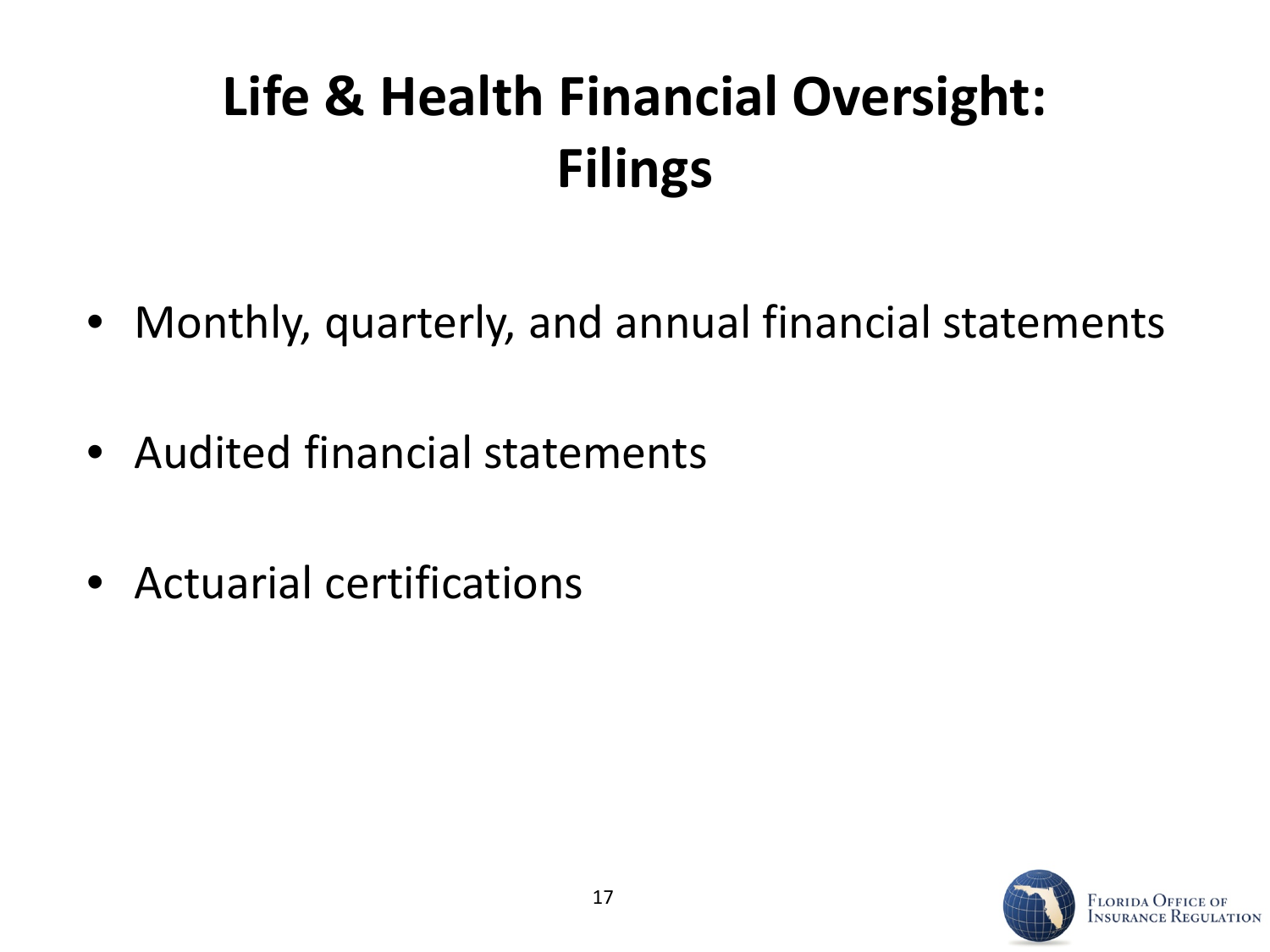# Life & Health Financial Oversight: Filings

- Monthly, quarterly, and annual financial statements
- Audited financial statements
- Actuarial certifications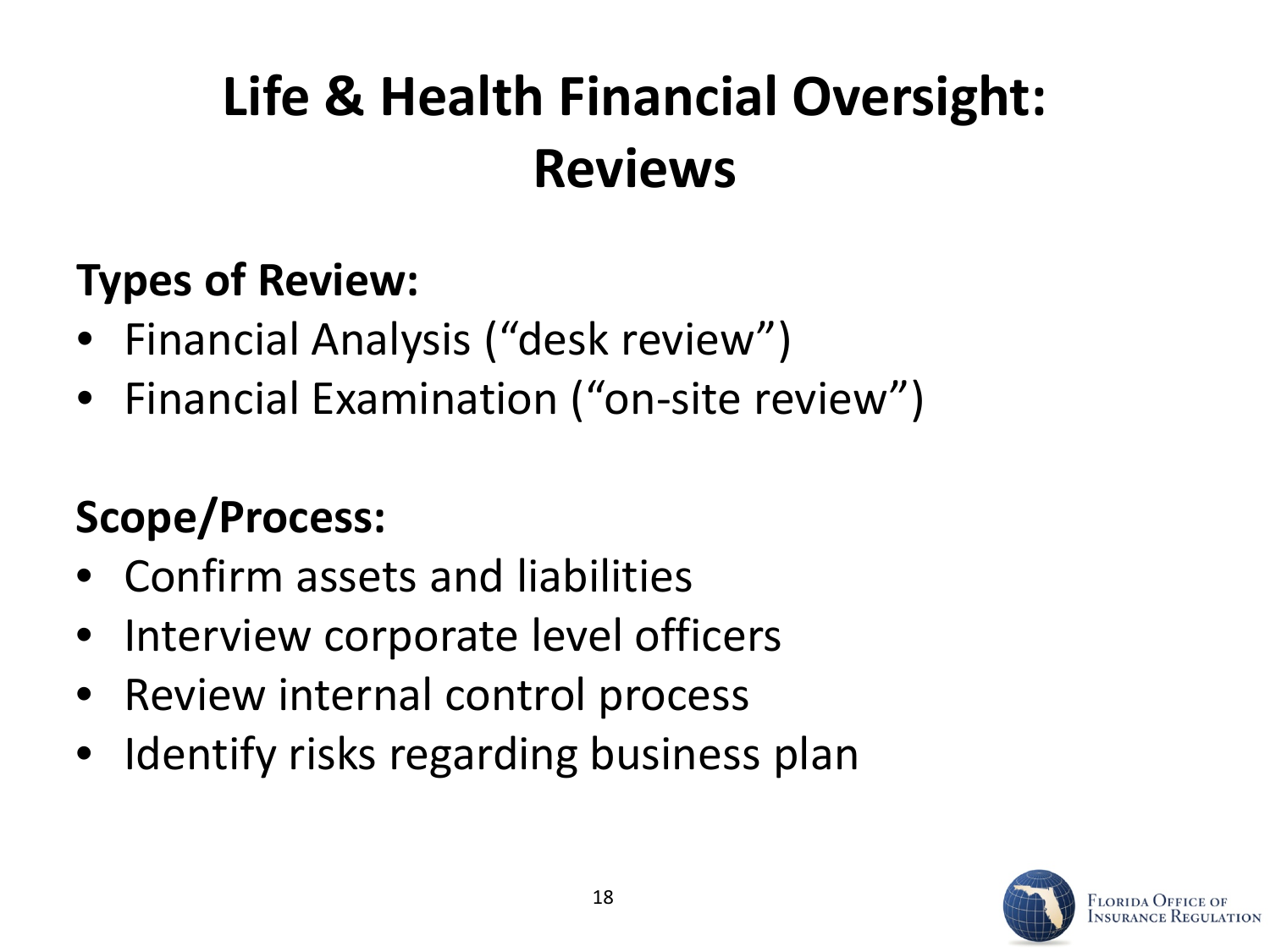# Life & Health Financial Oversight: Reviews

**Types of Review:**

- Financial Analysis ("desk review")
- Financial Examination ("on-site review")

**Scope/Process:**

- Confirm assets and liabilities
- Interview corporate level officers
- Review internal control process
- Identify risks regarding business plan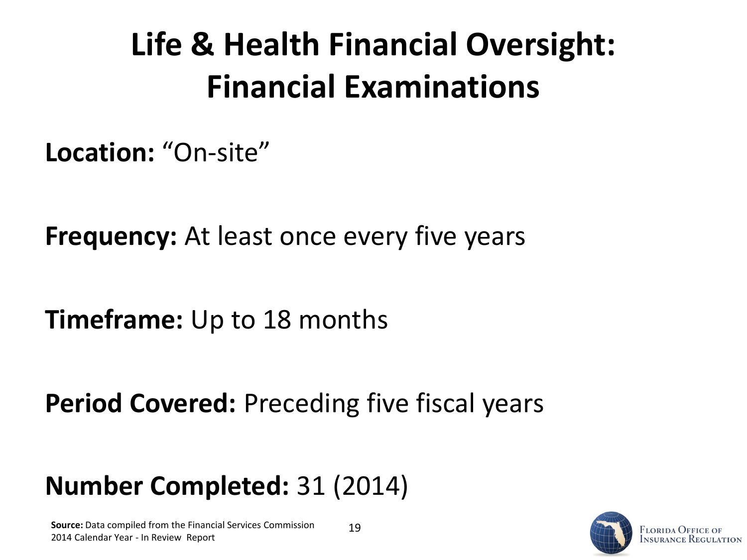# Life & Health Financial Oversight: Financial Examinations

**Location:** "On-site"

**Frequency:** At least once every five years

**Timeframe:** Up to 18 months

**Period Covered:** Preceding five fiscal years

**Number Completed:** 31 (2014)

**Source:** Data compiled from the Financial Services Commission 2014 Calendar Year - In Review Report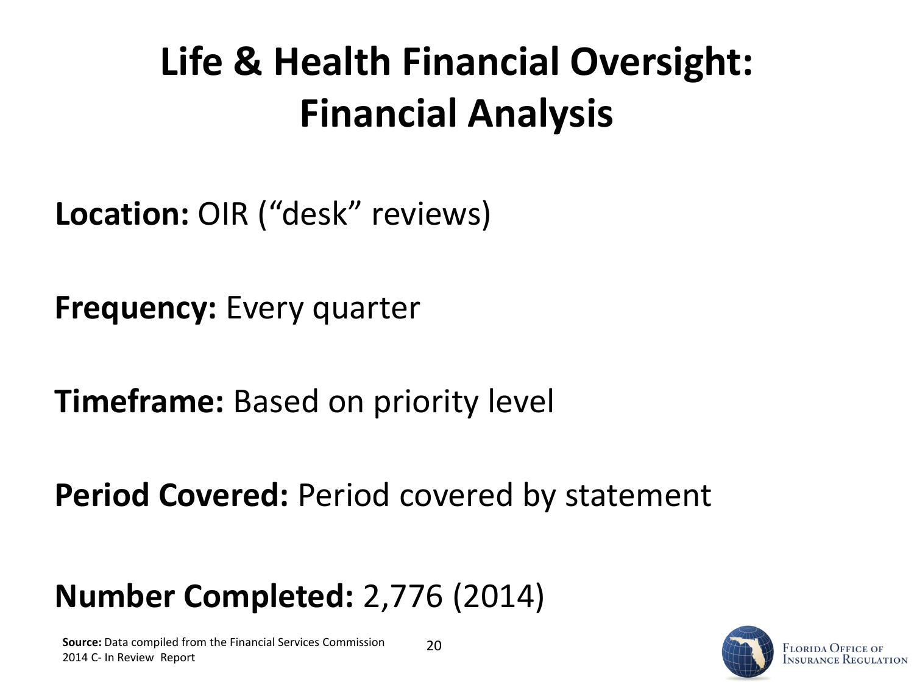# Life & Health Financial Oversight: Financial Analysis

**Location:** OIR (“desk” reviews)

**Frequency:** Every quarter

**Timeframe:** Based on priority level

**Period Covered:** Period covered by statement

**Number Completed:** 2,776 (2014)

**Source:** Data compiled from the Financial Services Commission 2014 C- In Review Report

Florida Office of Insurance Regulation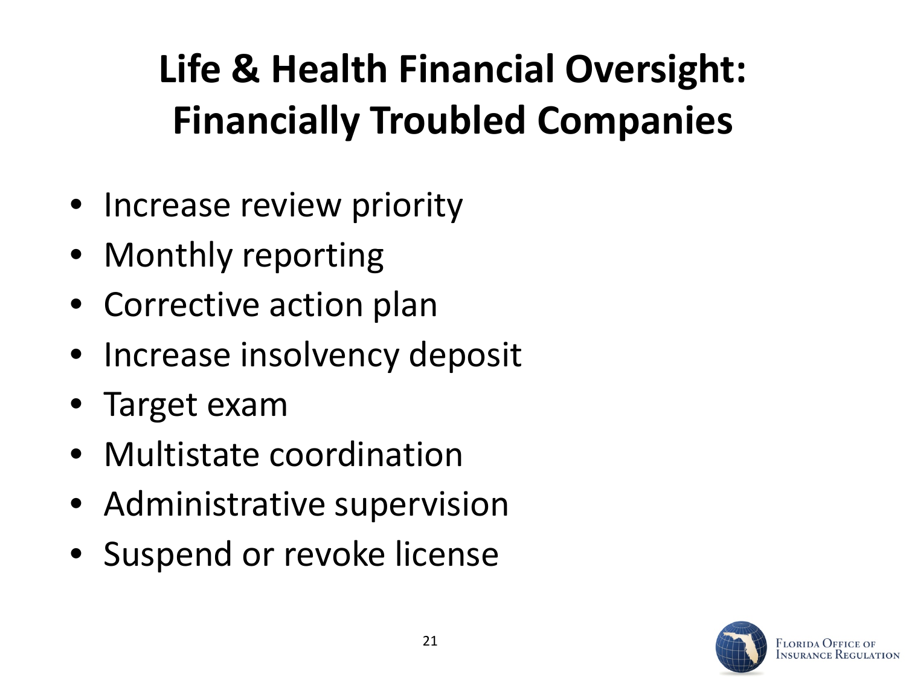# Life & Health Financial Oversight: Financially Troubled Companies

- Increase review priority
- Monthly reporting
- Corrective action plan
- Increase insolvency deposit
- Target exam
- Multistate coordination
- Administrative supervision
- Suspend or revoke license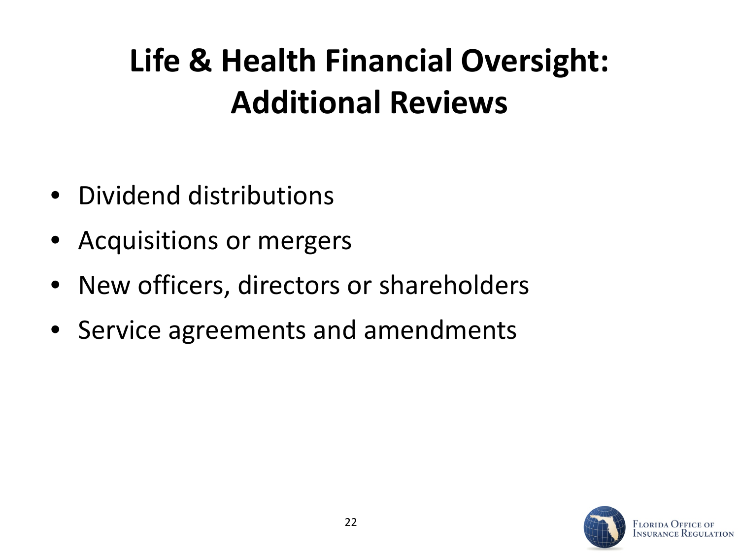# Life & Health Financial Oversight: Additional Reviews

- Dividend distributions
- Acquisitions or mergers
- New officers, directors or shareholders
- Service agreements and amendments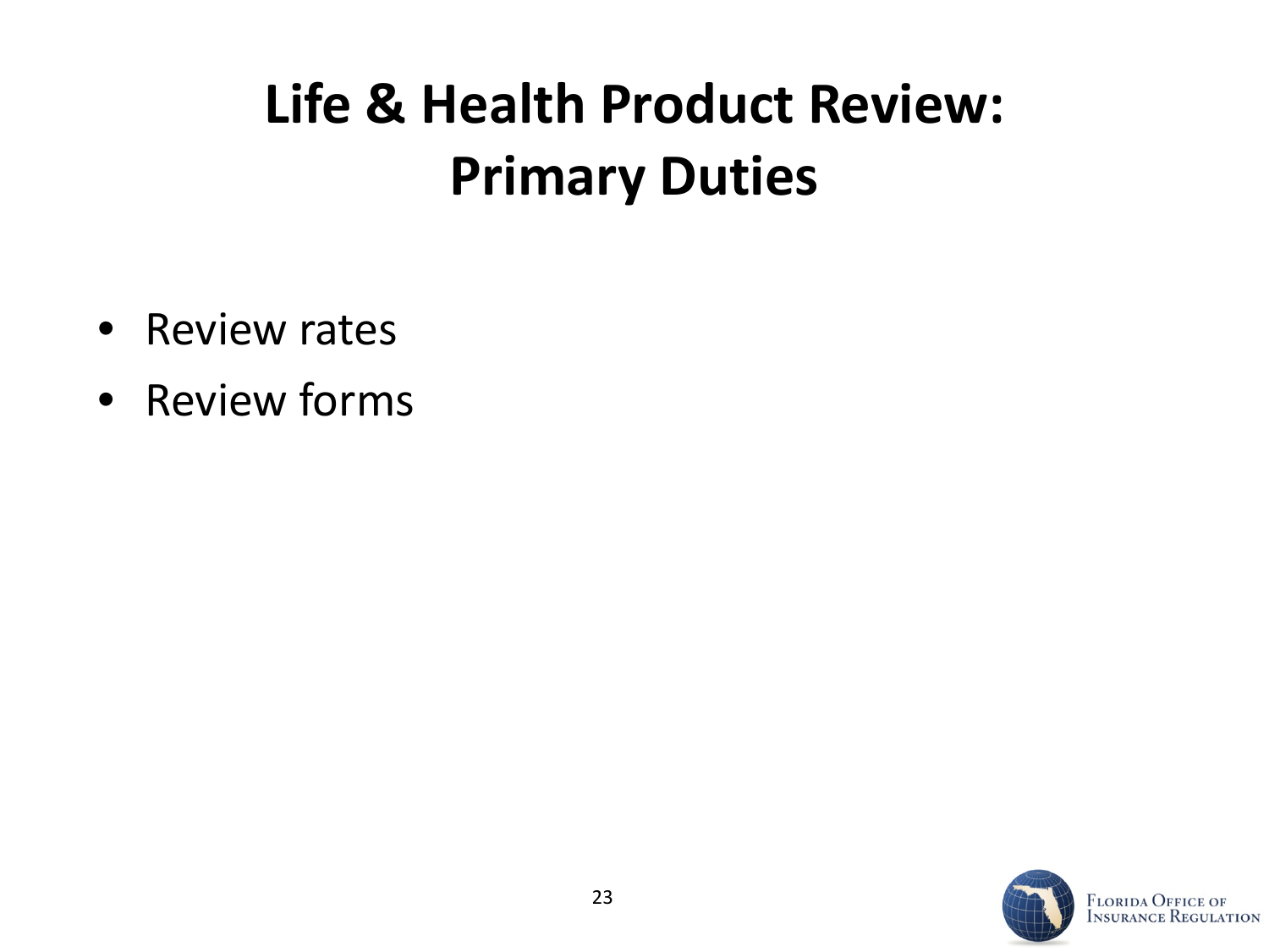# Life & Health Product Review: Primary Duties

- Review rates
- Review forms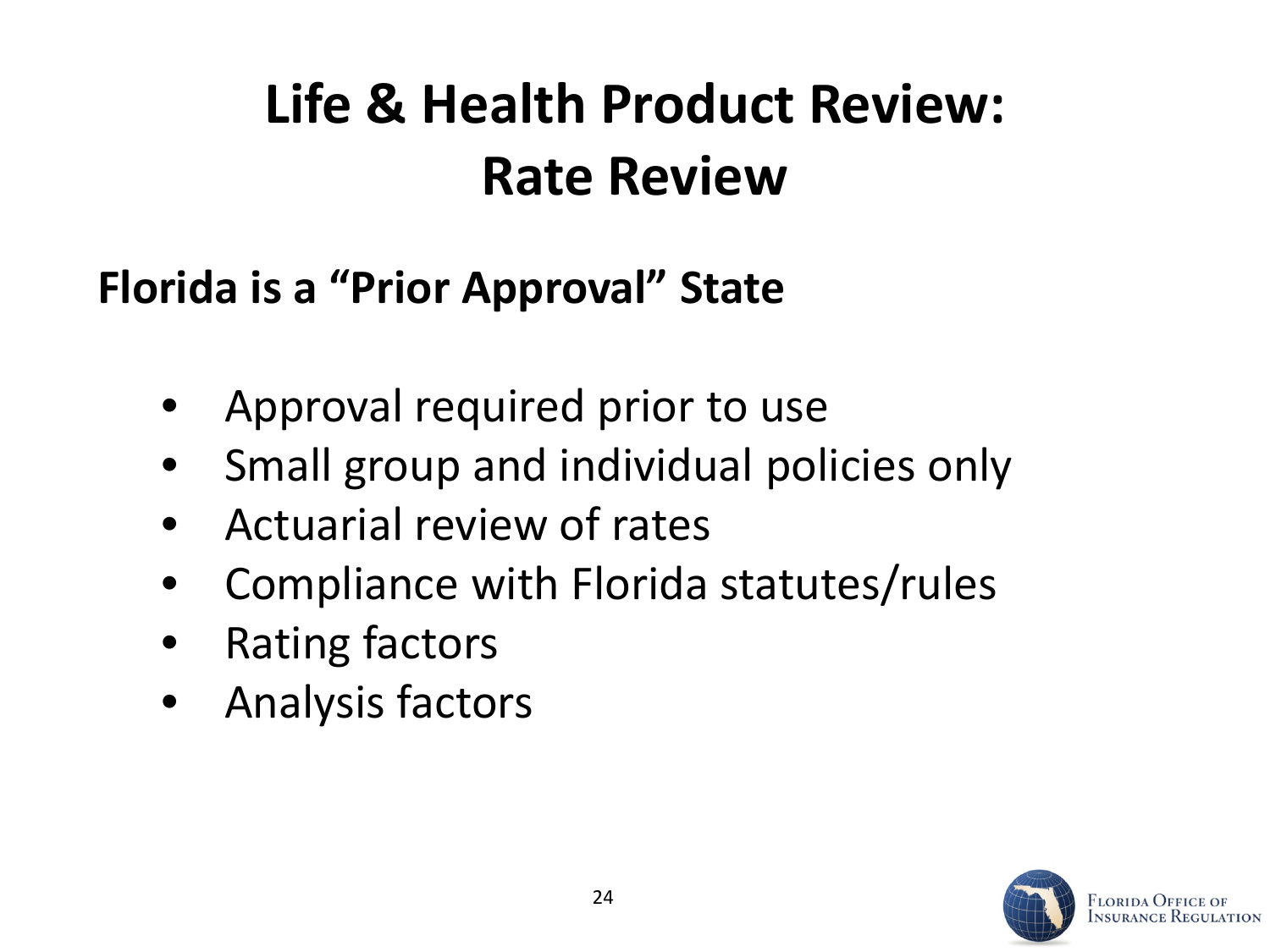# Life & Health Product Review: Rate Review

**Florida is a "Prior Approval" State**

- Approval required prior to use
- Small group and individual policies only
- Actuarial review of rates
- Compliance with Florida statutes/rules
- Rating factors
- Analysis factors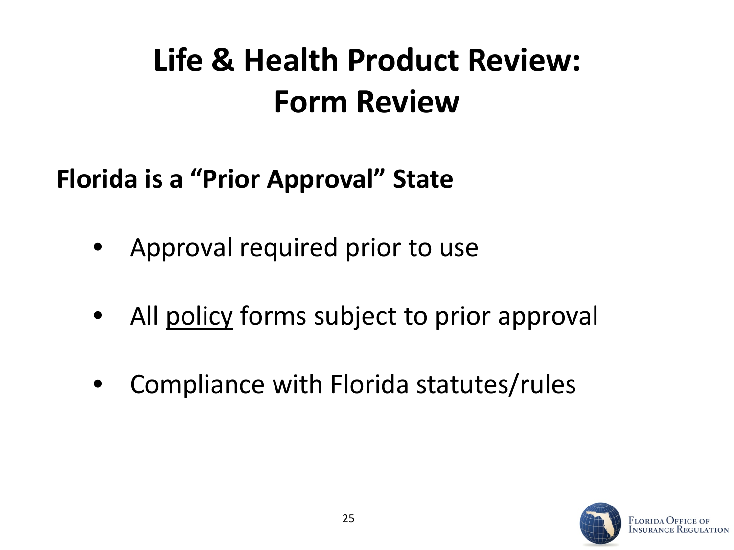# Life & Health Product Review: Form Review

**Florida is a "Prior Approval" State**

- Approval required prior to use
- All <u>policy</u> forms subject to prior approval
- Compliance with Florida statutes/rules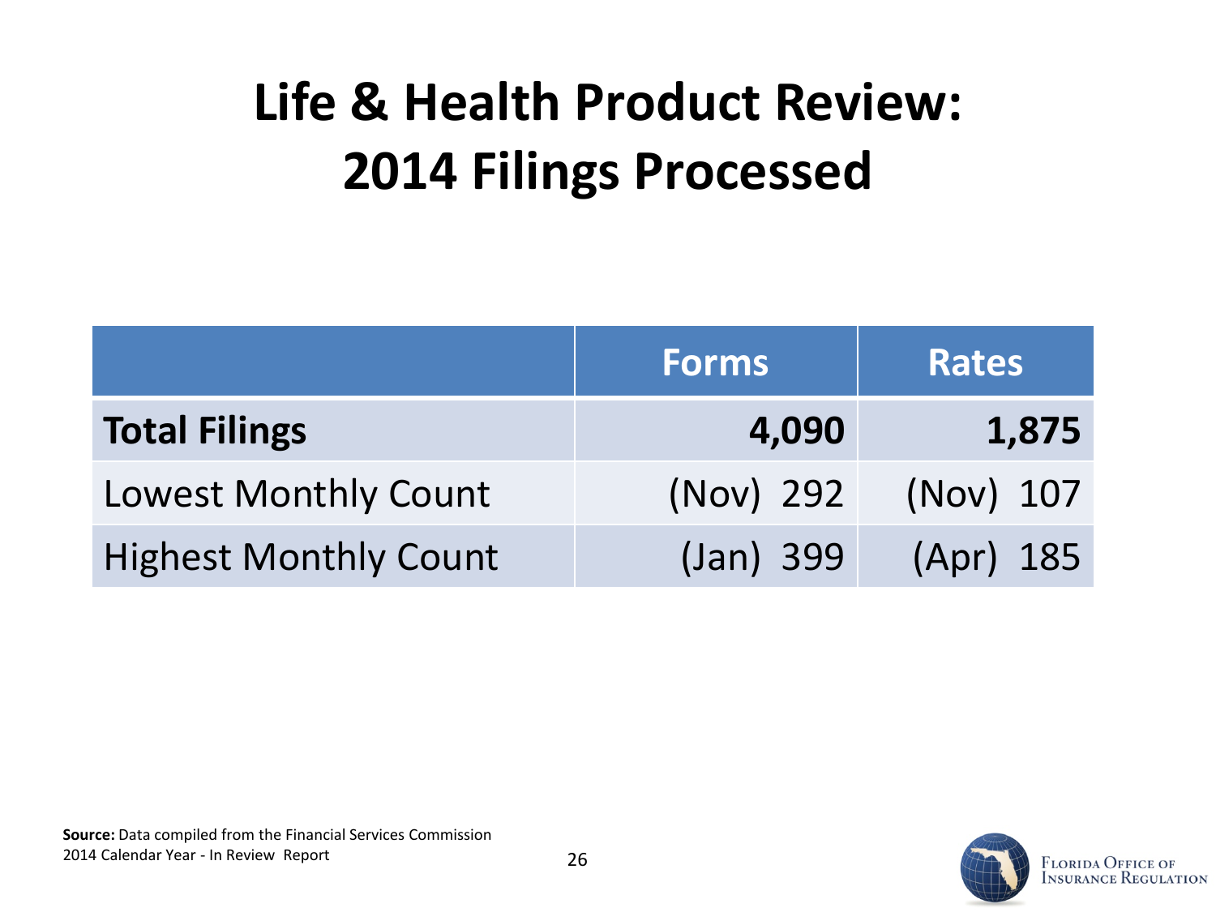# Life & Health Product Review: 2014 Filings Processed

| | Forms | Rates |
|---|---|---|
| **Total Filings** | **4,090** | **1,875** |
| Lowest Monthly Count | (Nov) 292 | (Nov) 107 |
| Highest Monthly Count | (Jan) 399 | (Apr) 185 |

**Source:** Data compiled from the Financial Services Commission 2014 Calendar Year - In Review Report

Florida Office of Insurance Regulation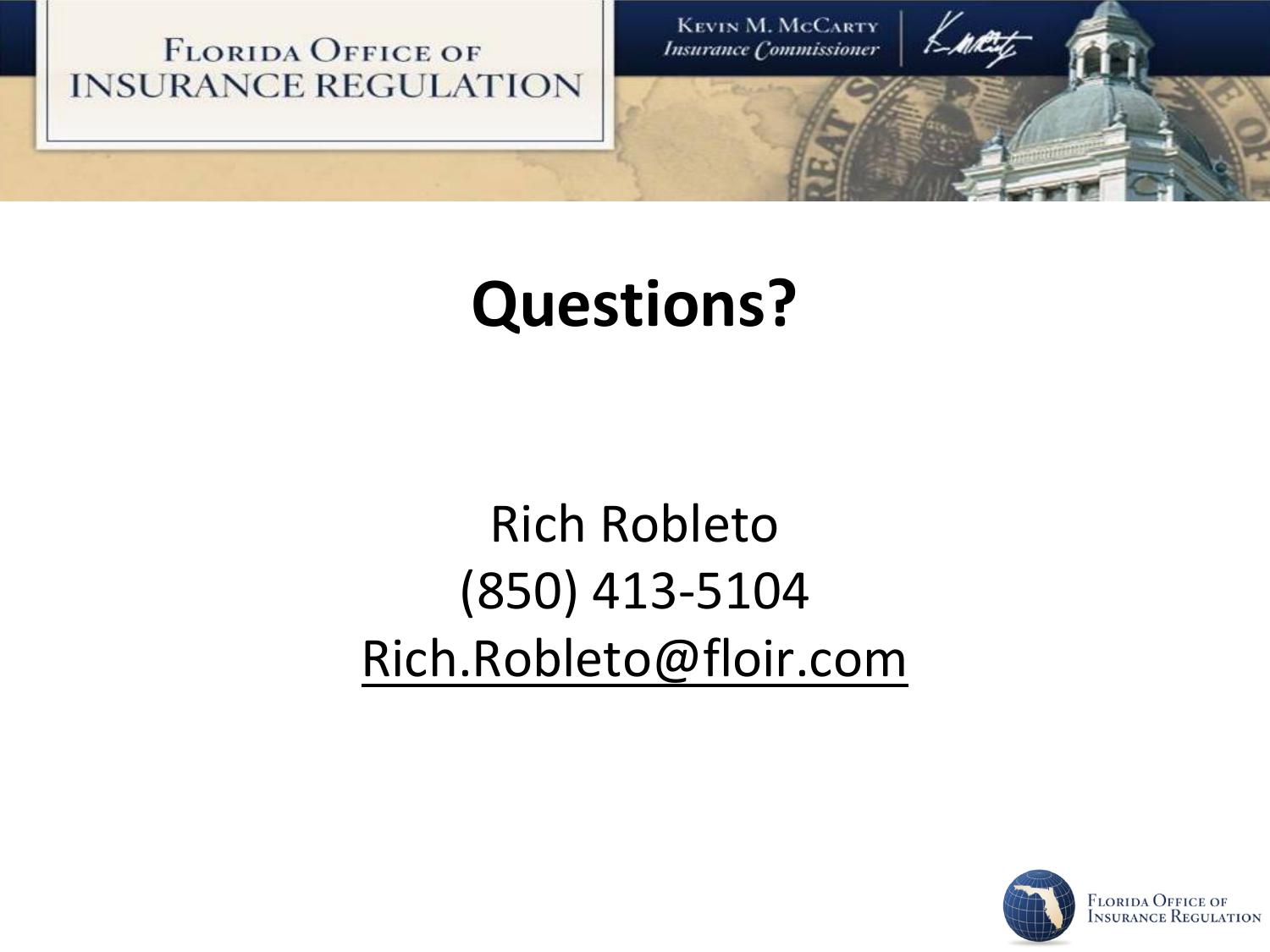# Questions?

Rich Robleto

(850) 413-5104

Rich.Robleto@floir.com